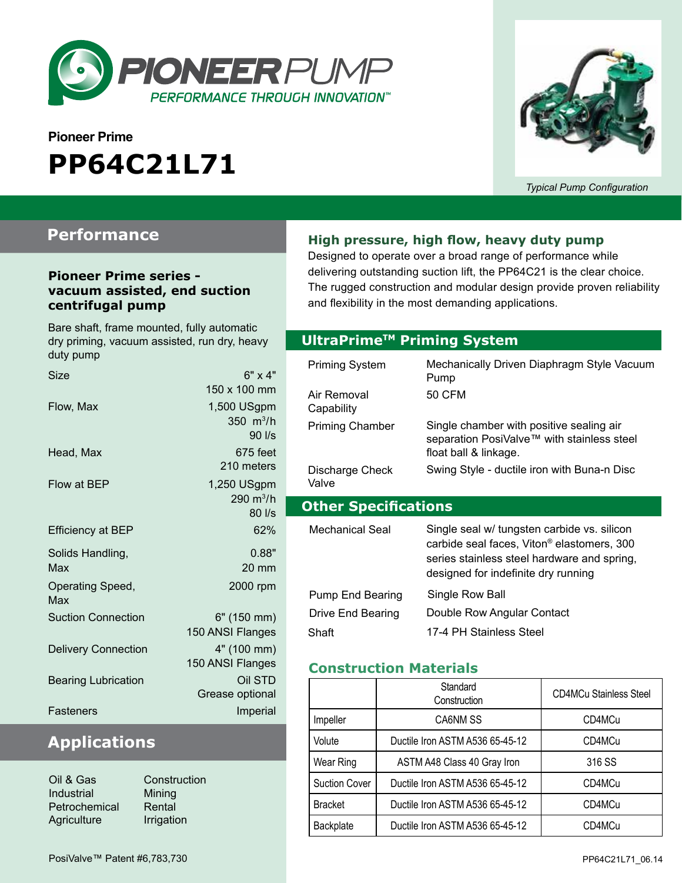# PIONEER PUMP

PERFORMANCE THROUGH INNOVATION™

**Pioneer Prime**

# PP64C21L71

*Typical Pump Configuration*

## Performance

### Pioneer Prime series - vacuum assisted, end suction centrifugal pump

Bare shaft, frame mounted, fully automatic dry priming, vacuum assisted, run dry, heavy duty pump

| | |
|---|---|
| Size | 6" x 4"<br>150 x 100 mm |
| Flow, Max | 1,500 USgpm<br>350 $m^3/h$<br>90 l/s |
| Head, Max | 675 feet<br>210 meters |
| Flow at BEP | 1,250 USgpm<br>290 $m^3/h$<br>80 l/s |
| Efficiency at BEP | 62% |
| Solids Handling, Max | 0.88"<br>20 mm |
| Operating Speed, Max | 2000 rpm |
| Suction Connection | 6" (150 mm)<br>150 ANSI Flanges |
| Delivery Connection | 4" (100 mm)<br>150 ANSI Flanges |
| Bearing Lubrication | Oil STD<br>Grease optional |
| Fasteners | Imperial |

## Applications

- Oil & Gas
- Industrial
- Petrochemical
- Agriculture
- Construction
- Mining
- Rental
- Irrigation

### High pressure, high flow, heavy duty pump

Designed to operate over a broad range of performance while delivering outstanding suction lift, the PP64C21 is the clear choice. The rugged construction and modular design provide proven reliability and flexibility in the most demanding applications.

## UltraPrime™ Priming System

| | |
|---|---|
| Priming System | Mechanically Driven Diaphragm Style Vacuum Pump |
| Air Removal Capability | 50 CFM |
| Priming Chamber | Single chamber with positive sealing air separation PosiValve™ with stainless steel float ball & linkage. |
| Discharge Check Valve | Swing Style - ductile iron with Buna-n Disc |

## Other Specifications

| | |
|---|---|
| Mechanical Seal | Single seal w/ tungsten carbide vs. silicon carbide seal faces, Viton® elastomers, 300 series stainless steel hardware and spring, designed for indefinite dry running |
| Pump End Bearing | Single Row Ball |
| Drive End Bearing | Double Row Angular Contact |
| Shaft | 17-4 PH Stainless Steel |

### Construction Materials

| | Standard Construction | CD4MCu Stainless Steel |
|---|---|---|
| Impeller | CA6NM SS | CD4MCu |
| Volute | Ductile Iron ASTM A536 65-45-12 | CD4MCu |
| Wear Ring | ASTM A48 Class 40 Gray Iron | 316 SS |
| Suction Cover | Ductile Iron ASTM A536 65-45-12 | CD4MCu |
| Bracket | Ductile Iron ASTM A536 65-45-12 | CD4MCu |
| Backplate | Ductile Iron ASTM A536 65-45-12 | CD4MCu |

PosiValve™ Patent #6,783,730

PP64C21L71_06.14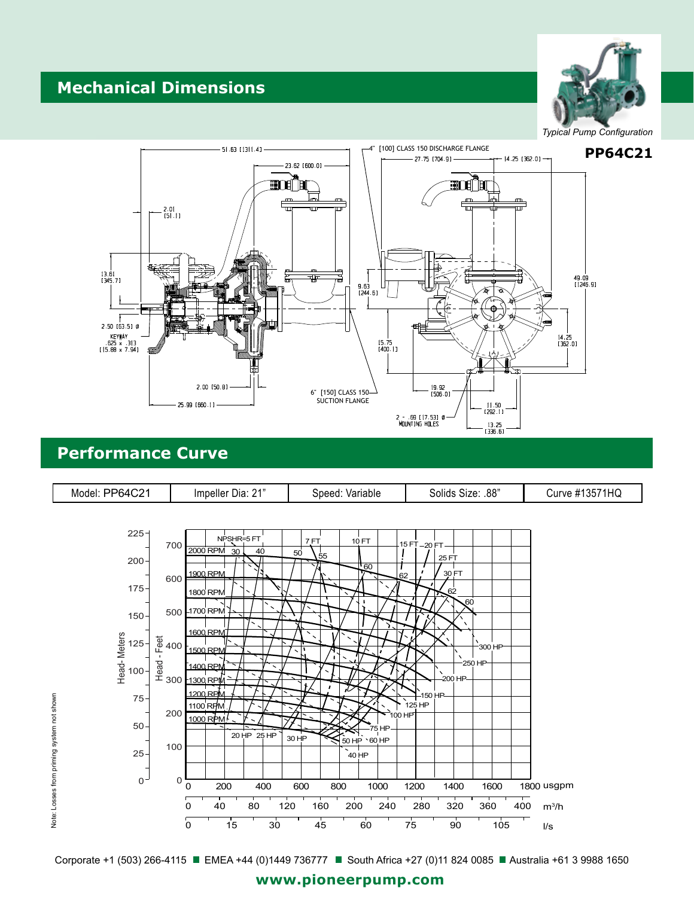## Mechanical Dimensions

Typical Pump Configuration

**PP64C21**

51.63 [1311.4]
23.62 [600.0]
2.01 [51.1]
13.61 [345.7]
2.50 [63.5] ø
KEYWAY .625 x .313 [15.88 x 7.94]
2.00 [50.8]
25.99 [660.1]
6" [150] CLASS 150 SUCTION FLANGE
4" [100] CLASS 150 DISCHARGE FLANGE
27.75 [704.9]
14.25 [362.0]
9.63 [244.6]
15.75 [400.1]
49.09 [1246.9]
14.25 [362.0]
19.92 [506.0]
11.50 [292.1]
13.25 [336.6]
2 - .69 [17.53] ø MOUNTING HOLES

## Performance Curve

| Model: PP64C21 | Impeller Dia: 21" | Speed: Variable | Solids Size: .88" | Curve #13571HQ |
|---|---|---|---|---|

Head-Meters: 0, 25, 50, 75, 100, 125, 150, 175, 200, 225
Head - Feet: 0, 100, 200, 300, 400, 500, 600, 700
usgpm: 0, 200, 400, 600, 800, 1000, 1200, 1400, 1600, 1800
m³/h: 0, 40, 80, 120, 160, 200, 240, 280, 320, 360, 400
l/s: 0, 15, 30, 45, 60, 75, 90, 105

2000 RPM, 1900 RPM, 1800 RPM, 1700 RPM, 1600 RPM, 1500 RPM, 1400 RPM, 1300 RPM, 1200 RPM, 1100 RPM, 1000 RPM

NPSHR=5 FT, 7 FT, 10 FT, 15 FT, 20 FT, 25 FT, 30 FT

30, 40, 50, 55, 60, 62, 62, 60

20 HP, 25 HP, 30 HP, 40 HP, 50 HP, 60 HP, 75 HP, 100 HP, 125 HP, 150 HP, 200 HP, 250 HP, 300 HP

Note: Losses from priming system not shown

Corporate +1 (503) 266-4115 ■ EMEA +44 (0)1449 736777 ■ South Africa +27 (0)11 824 0085 ■ Australia +61 3 9988 1650

**www.pioneerpump.com**